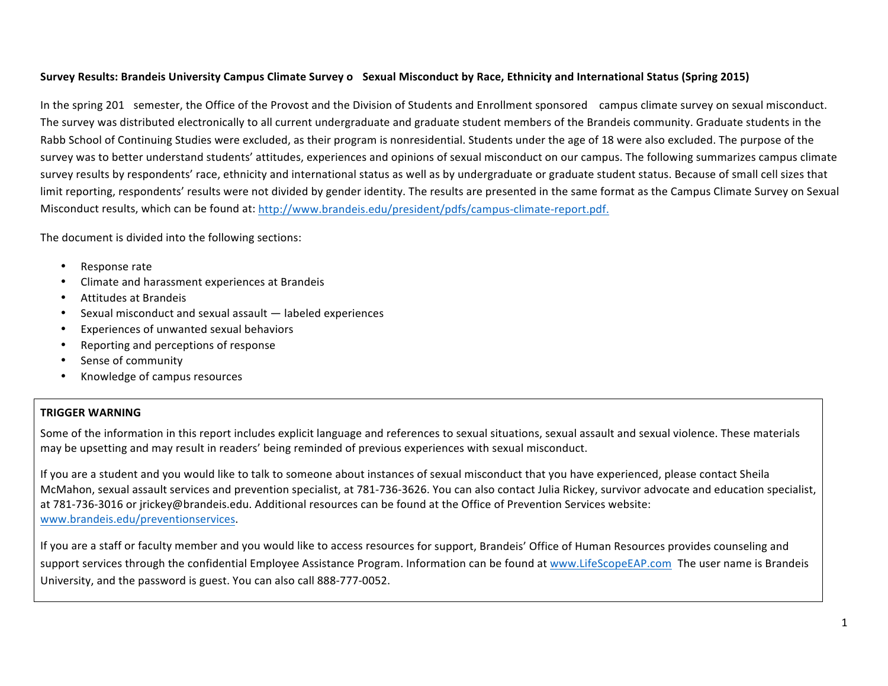**Survey Results: Brandeis University Campus Climate Survey o Sexual Misconduct by Race, Ethnicity and International Status (Spring 2015)**

In the spring 201 semester, the Office of the Provost and the Division of Students and Enrollment sponsored campus climate survey on sexual misconduct. The survey was distributed electronically to all current undergraduate and graduate student members of the Brandeis community. Graduate students in the Rabb School of Continuing Studies were excluded, as their program is nonresidential. Students under the age of 18 were also excluded. The purpose of the survey was to better understand students' attitudes, experiences and opinions of sexual misconduct on our campus. The following summarizes campus climate survey results by respondents' race, ethnicity and international status as well as by undergraduate or graduate student status. Because of small cell sizes that limit reporting, respondents' results were not divided by gender identity. The results are presented in the same format as the Campus Climate Survey on Sexual Misconduct results, which can be found at: http://www.brandeis.edu/president/pdfs/campus-climate-report.pdf.

The document is divided into the following sections:

- Response rate
- Climate and harassment experiences at Brandeis
- Attitudes at Brandeis
- Sexual misconduct and sexual assault — labeled experiences
- Experiences of unwanted sexual behaviors
- Reporting and perceptions of response
- Sense of community
- Knowledge of campus resources

**TRIGGER WARNING**

Some of the information in this report includes explicit language and references to sexual situations, sexual assault and sexual violence. These materials may be upsetting and may result in readers' being reminded of previous experiences with sexual misconduct.

If you are a student and you would like to talk to someone about instances of sexual misconduct that you have experienced, please contact Sheila McMahon, sexual assault services and prevention specialist, at 781-736-3626. You can also contact Julia Rickey, survivor advocate and education specialist, at 781-736-3016 or jrickey@brandeis.edu. Additional resources can be found at the Office of Prevention Services website: www.brandeis.edu/preventionservices.

If you are a staff or faculty member and you would like to access resources for support, Brandeis' Office of Human Resources provides counseling and support services through the confidential Employee Assistance Program. Information can be found at www.LifeScopeEAP.com The user name is Brandeis University, and the password is guest. You can also call 888-777-0052.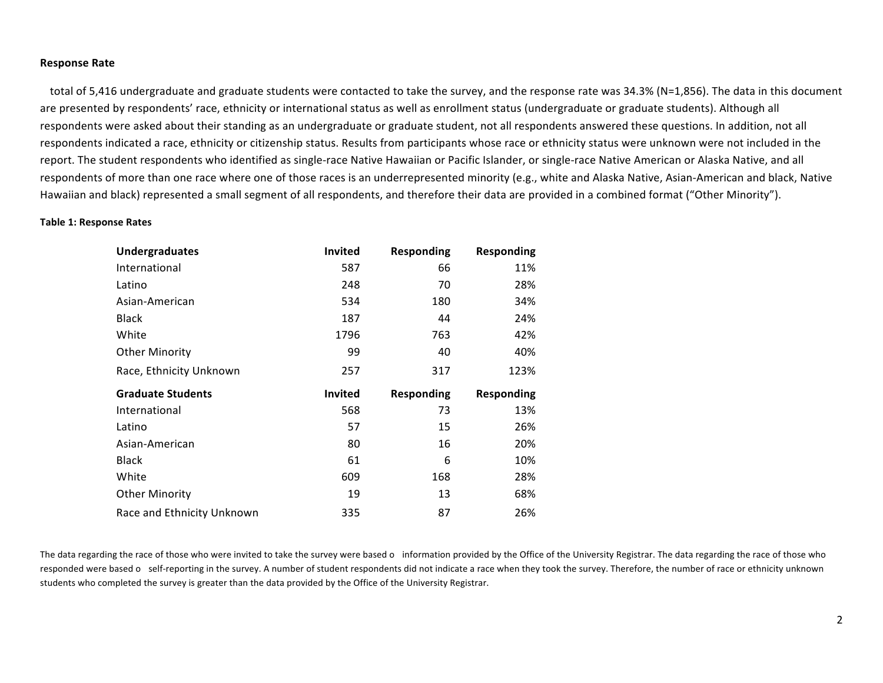**Response Rate**

total of 5,416 undergraduate and graduate students were contacted to take the survey, and the response rate was 34.3% (N=1,856). The data in this document are presented by respondents' race, ethnicity or international status as well as enrollment status (undergraduate or graduate students). Although all respondents were asked about their standing as an undergraduate or graduate student, not all respondents answered these questions. In addition, not all respondents indicated a race, ethnicity or citizenship status. Results from participants whose race or ethnicity status were unknown were not included in the report. The student respondents who identified as single-race Native Hawaiian or Pacific Islander, or single-race Native American or Alaska Native, and all respondents of more than one race where one of those races is an underrepresented minority (e.g., white and Alaska Native, Asian-American and black, Native Hawaiian and black) represented a small segment of all respondents, and therefore their data are provided in a combined format ("Other Minority").

**Table 1: Response Rates**

| **Undergraduates** | **Invited** | **Responding** | **Responding** |
|---|---|---|---|
| International | 587 | 66 | 11% |
| Latino | 248 | 70 | 28% |
| Asian-American | 534 | 180 | 34% |
| Black | 187 | 44 | 24% |
| White | 1796 | 763 | 42% |
| Other Minority | 99 | 40 | 40% |
| Race, Ethnicity Unknown | 257 | 317 | 123% |
| **Graduate Students** | **Invited** | **Responding** | **Responding** |
| International | 568 | 73 | 13% |
| Latino | 57 | 15 | 26% |
| Asian-American | 80 | 16 | 20% |
| Black | 61 | 6 | 10% |
| White | 609 | 168 | 28% |
| Other Minority | 19 | 13 | 68% |
| Race and Ethnicity Unknown | 335 | 87 | 26% |

The data regarding the race of those who were invited to take the survey were based o information provided by the Office of the University Registrar. The data regarding the race of those who responded were based o self-reporting in the survey. A number of student respondents did not indicate a race when they took the survey. Therefore, the number of race or ethnicity unknown students who completed the survey is greater than the data provided by the Office of the University Registrar.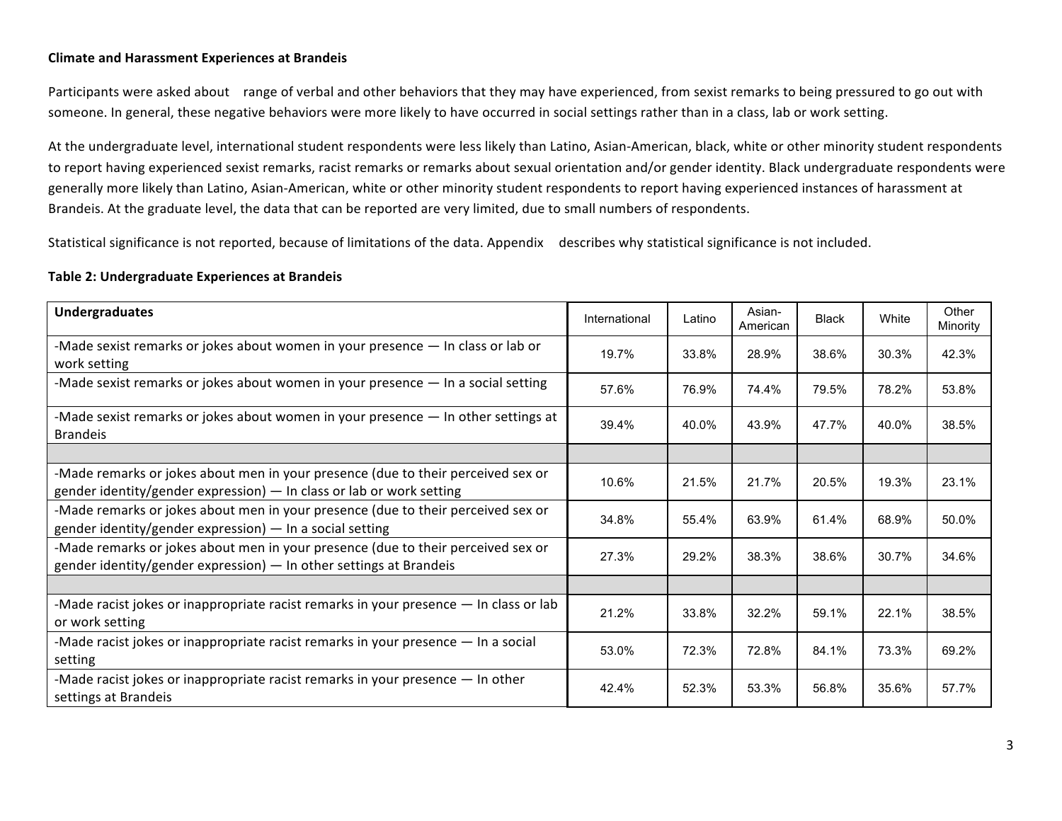**Climate and Harassment Experiences at Brandeis**

Participants were asked about range of verbal and other behaviors that they may have experienced, from sexist remarks to being pressured to go out with someone. In general, these negative behaviors were more likely to have occurred in social settings rather than in a class, lab or work setting.

At the undergraduate level, international student respondents were less likely than Latino, Asian-American, black, white or other minority student respondents to report having experienced sexist remarks, racist remarks or remarks about sexual orientation and/or gender identity. Black undergraduate respondents were generally more likely than Latino, Asian-American, white or other minority student respondents to report having experienced instances of harassment at Brandeis. At the graduate level, the data that can be reported are very limited, due to small numbers of respondents.

Statistical significance is not reported, because of limitations of the data. Appendix describes why statistical significance is not included.

**Table 2: Undergraduate Experiences at Brandeis**

| **Undergraduates** | International | Latino | Asian-American | Black | White | Other Minority |
|---|---|---|---|---|---|---|
| -Made sexist remarks or jokes about women in your presence — In class or lab or work setting | 19.7% | 33.8% | 28.9% | 38.6% | 30.3% | 42.3% |
| -Made sexist remarks or jokes about women in your presence — In a social setting | 57.6% | 76.9% | 74.4% | 79.5% | 78.2% | 53.8% |
| -Made sexist remarks or jokes about women in your presence — In other settings at Brandeis | 39.4% | 40.0% | 43.9% | 47.7% | 40.0% | 38.5% |
| | | | | | | |
| -Made remarks or jokes about men in your presence (due to their perceived sex or gender identity/gender expression) — In class or lab or work setting | 10.6% | 21.5% | 21.7% | 20.5% | 19.3% | 23.1% |
| -Made remarks or jokes about men in your presence (due to their perceived sex or gender identity/gender expression) — In a social setting | 34.8% | 55.4% | 63.9% | 61.4% | 68.9% | 50.0% |
| -Made remarks or jokes about men in your presence (due to their perceived sex or gender identity/gender expression) — In other settings at Brandeis | 27.3% | 29.2% | 38.3% | 38.6% | 30.7% | 34.6% |
| | | | | | | |
| -Made racist jokes or inappropriate racist remarks in your presence — In class or lab or work setting | 21.2% | 33.8% | 32.2% | 59.1% | 22.1% | 38.5% |
| -Made racist jokes or inappropriate racist remarks in your presence — In a social setting | 53.0% | 72.3% | 72.8% | 84.1% | 73.3% | 69.2% |
| -Made racist jokes or inappropriate racist remarks in your presence — In other settings at Brandeis | 42.4% | 52.3% | 53.3% | 56.8% | 35.6% | 57.7% |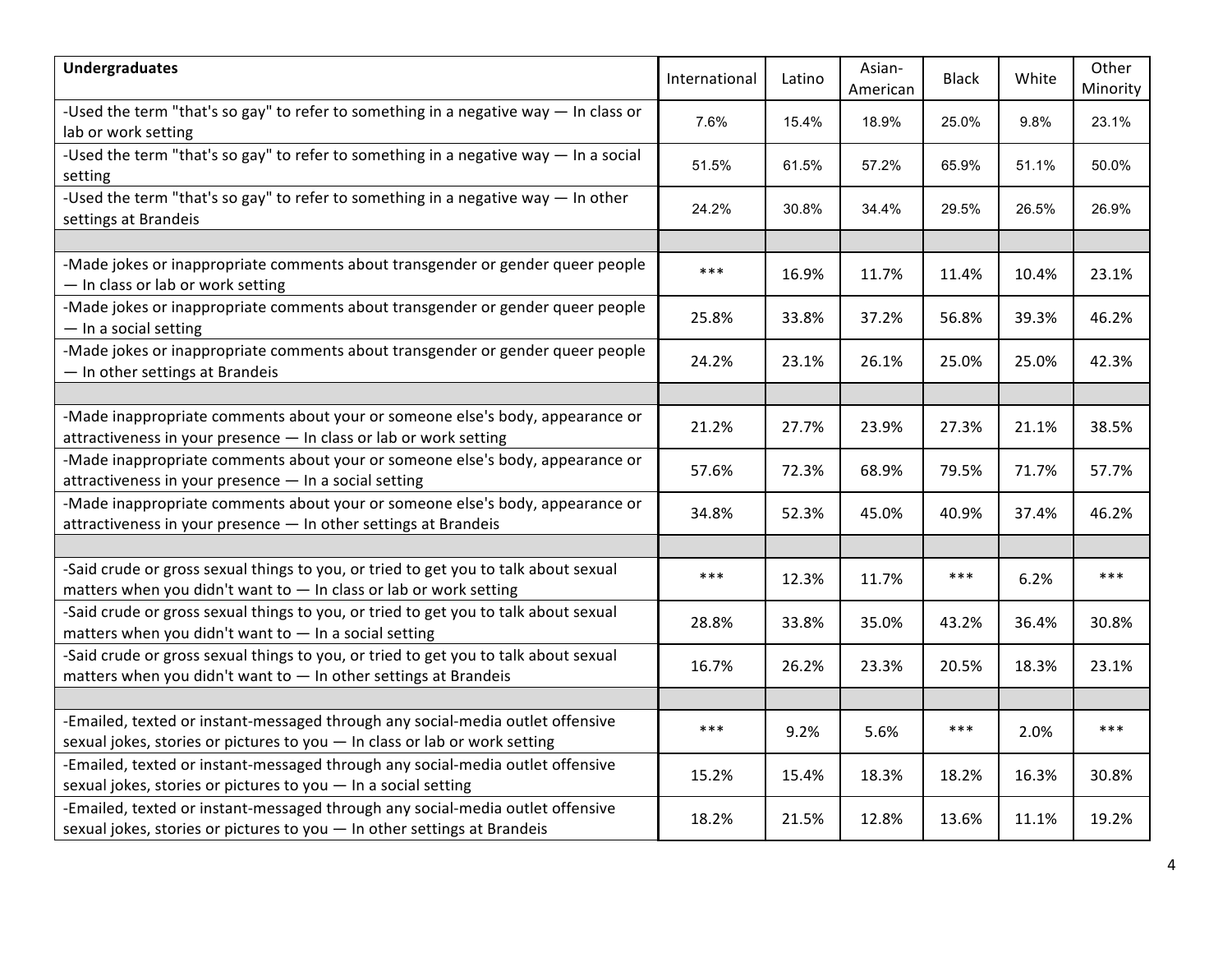| Undergraduates | International | Latino | Asian-American | Black | White | Other Minority |
|---|---|---|---|---|---|---|
| -Used the term "that's so gay" to refer to something in a negative way — In class or lab or work setting | 7.6% | 15.4% | 18.9% | 25.0% | 9.8% | 23.1% |
| -Used the term "that's so gay" to refer to something in a negative way — In a social setting | 51.5% | 61.5% | 57.2% | 65.9% | 51.1% | 50.0% |
| -Used the term "that's so gay" to refer to something in a negative way — In other settings at Brandeis | 24.2% | 30.8% | 34.4% | 29.5% | 26.5% | 26.9% |
| | | | | | | |
| -Made jokes or inappropriate comments about transgender or gender queer people — In class or lab or work setting | *** | 16.9% | 11.7% | 11.4% | 10.4% | 23.1% |
| -Made jokes or inappropriate comments about transgender or gender queer people — In a social setting | 25.8% | 33.8% | 37.2% | 56.8% | 39.3% | 46.2% |
| -Made jokes or inappropriate comments about transgender or gender queer people — In other settings at Brandeis | 24.2% | 23.1% | 26.1% | 25.0% | 25.0% | 42.3% |
| | | | | | | |
| -Made inappropriate comments about your or someone else's body, appearance or attractiveness in your presence — In class or lab or work setting | 21.2% | 27.7% | 23.9% | 27.3% | 21.1% | 38.5% |
| -Made inappropriate comments about your or someone else's body, appearance or attractiveness in your presence — In a social setting | 57.6% | 72.3% | 68.9% | 79.5% | 71.7% | 57.7% |
| -Made inappropriate comments about your or someone else's body, appearance or attractiveness in your presence — In other settings at Brandeis | 34.8% | 52.3% | 45.0% | 40.9% | 37.4% | 46.2% |
| | | | | | | |
| -Said crude or gross sexual things to you, or tried to get you to talk about sexual matters when you didn't want to — In class or lab or work setting | *** | 12.3% | 11.7% | *** | 6.2% | *** |
| -Said crude or gross sexual things to you, or tried to get you to talk about sexual matters when you didn't want to — In a social setting | 28.8% | 33.8% | 35.0% | 43.2% | 36.4% | 30.8% |
| -Said crude or gross sexual things to you, or tried to get you to talk about sexual matters when you didn't want to — In other settings at Brandeis | 16.7% | 26.2% | 23.3% | 20.5% | 18.3% | 23.1% |
| | | | | | | |
| -Emailed, texted or instant-messaged through any social-media outlet offensive sexual jokes, stories or pictures to you — In class or lab or work setting | *** | 9.2% | 5.6% | *** | 2.0% | *** |
| -Emailed, texted or instant-messaged through any social-media outlet offensive sexual jokes, stories or pictures to you — In a social setting | 15.2% | 15.4% | 18.3% | 18.2% | 16.3% | 30.8% |
| -Emailed, texted or instant-messaged through any social-media outlet offensive sexual jokes, stories or pictures to you — In other settings at Brandeis | 18.2% | 21.5% | 12.8% | 13.6% | 11.1% | 19.2% |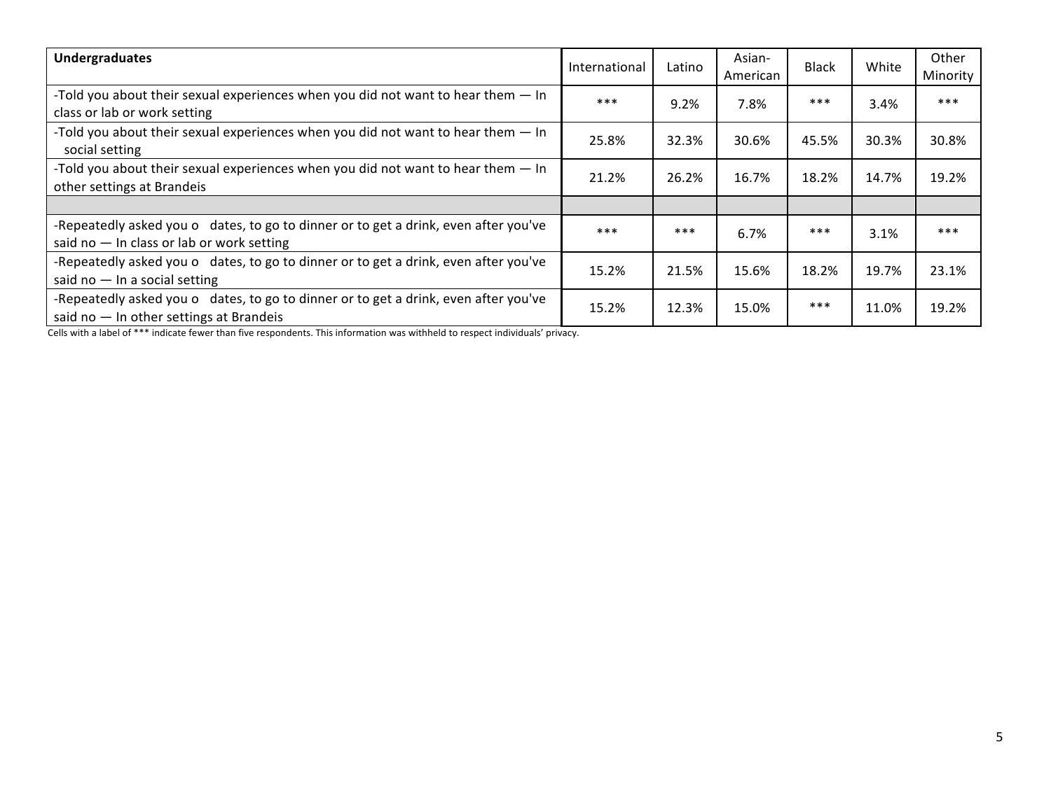| Undergraduates | International | Latino | Asian-American | Black | White | Other Minority |
|---|---|---|---|---|---|---|
| -Told you about their sexual experiences when you did not want to hear them — In class or lab or work setting | *** | 9.2% | 7.8% | *** | 3.4% | *** |
| -Told you about their sexual experiences when you did not want to hear them — In social setting | 25.8% | 32.3% | 30.6% | 45.5% | 30.3% | 30.8% |
| -Told you about their sexual experiences when you did not want to hear them — In other settings at Brandeis | 21.2% | 26.2% | 16.7% | 18.2% | 14.7% | 19.2% |
| | | | | | | |
| -Repeatedly asked you o dates, to go to dinner or to get a drink, even after you've said no — In class or lab or work setting | *** | *** | 6.7% | *** | 3.1% | *** |
| -Repeatedly asked you o dates, to go to dinner or to get a drink, even after you've said no — In a social setting | 15.2% | 21.5% | 15.6% | 18.2% | 19.7% | 23.1% |
| -Repeatedly asked you o dates, to go to dinner or to get a drink, even after you've said no — In other settings at Brandeis | 15.2% | 12.3% | 15.0% | *** | 11.0% | 19.2% |

Cells with a label of *** indicate fewer than five respondents. This information was withheld to respect individuals' privacy.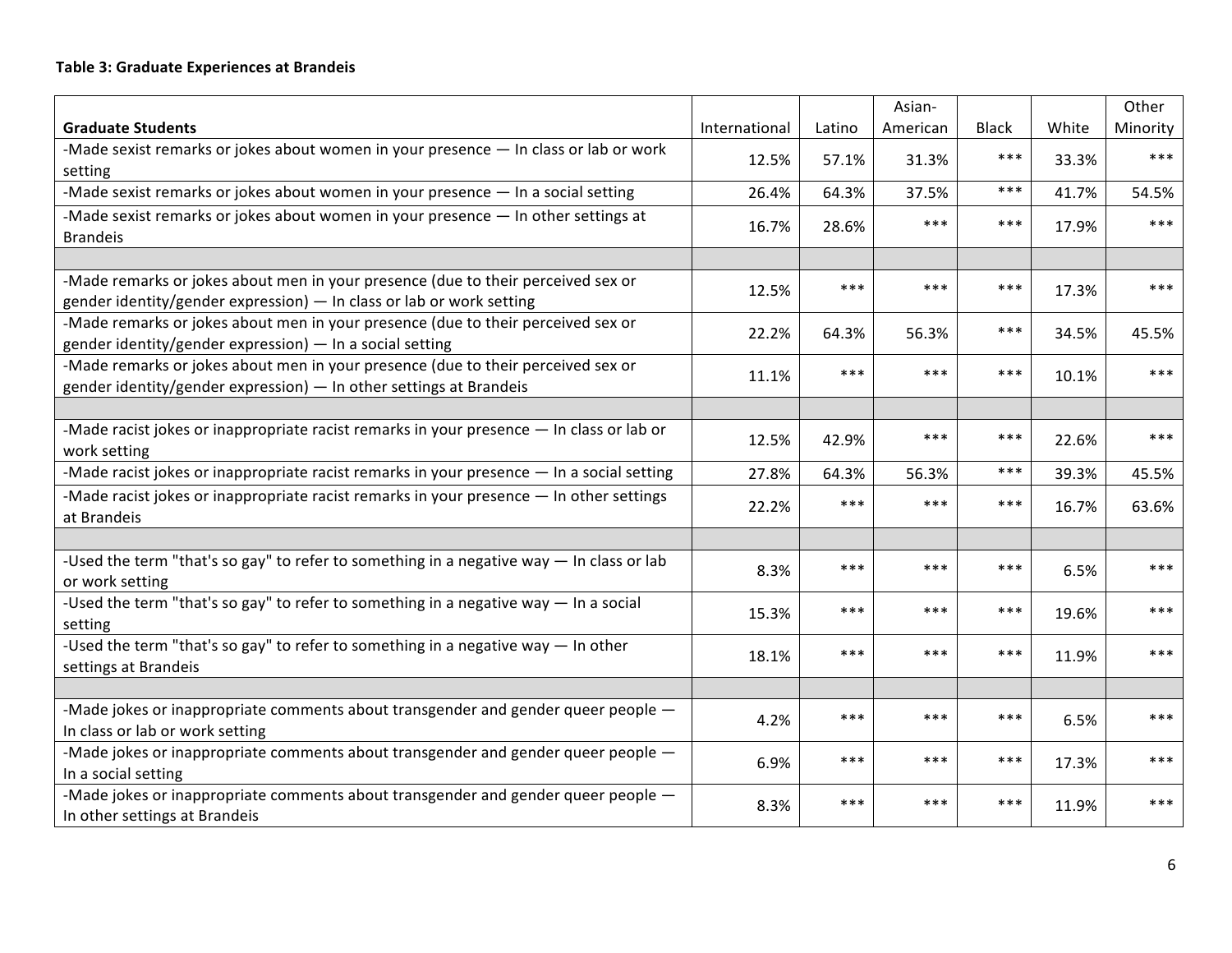**Table 3: Graduate Experiences at Brandeis**

| Graduate Students | International | Latino | Asian-American | Black | White | Other Minority |
|---|---|---|---|---|---|---|
| -Made sexist remarks or jokes about women in your presence — In class or lab or work setting | 12.5% | 57.1% | 31.3% | *** | 33.3% | *** |
| -Made sexist remarks or jokes about women in your presence — In a social setting | 26.4% | 64.3% | 37.5% | *** | 41.7% | 54.5% |
| -Made sexist remarks or jokes about women in your presence — In other settings at Brandeis | 16.7% | 28.6% | *** | *** | 17.9% | *** |
| | | | | | | |
| -Made remarks or jokes about men in your presence (due to their perceived sex or gender identity/gender expression) — In class or lab or work setting | 12.5% | *** | *** | *** | 17.3% | *** |
| -Made remarks or jokes about men in your presence (due to their perceived sex or gender identity/gender expression) — In a social setting | 22.2% | 64.3% | 56.3% | *** | 34.5% | 45.5% |
| -Made remarks or jokes about men in your presence (due to their perceived sex or gender identity/gender expression) — In other settings at Brandeis | 11.1% | *** | *** | *** | 10.1% | *** |
| | | | | | | |
| -Made racist jokes or inappropriate racist remarks in your presence — In class or lab or work setting | 12.5% | 42.9% | *** | *** | 22.6% | *** |
| -Made racist jokes or inappropriate racist remarks in your presence — In a social setting | 27.8% | 64.3% | 56.3% | *** | 39.3% | 45.5% |
| -Made racist jokes or inappropriate racist remarks in your presence — In other settings at Brandeis | 22.2% | *** | *** | *** | 16.7% | 63.6% |
| | | | | | | |
| -Used the term "that's so gay" to refer to something in a negative way — In class or lab or work setting | 8.3% | *** | *** | *** | 6.5% | *** |
| -Used the term "that's so gay" to refer to something in a negative way — In a social setting | 15.3% | *** | *** | *** | 19.6% | *** |
| -Used the term "that's so gay" to refer to something in a negative way — In other settings at Brandeis | 18.1% | *** | *** | *** | 11.9% | *** |
| | | | | | | |
| -Made jokes or inappropriate comments about transgender and gender queer people — In class or lab or work setting | 4.2% | *** | *** | *** | 6.5% | *** |
| -Made jokes or inappropriate comments about transgender and gender queer people — In a social setting | 6.9% | *** | *** | *** | 17.3% | *** |
| -Made jokes or inappropriate comments about transgender and gender queer people — In other settings at Brandeis | 8.3% | *** | *** | *** | 11.9% | *** |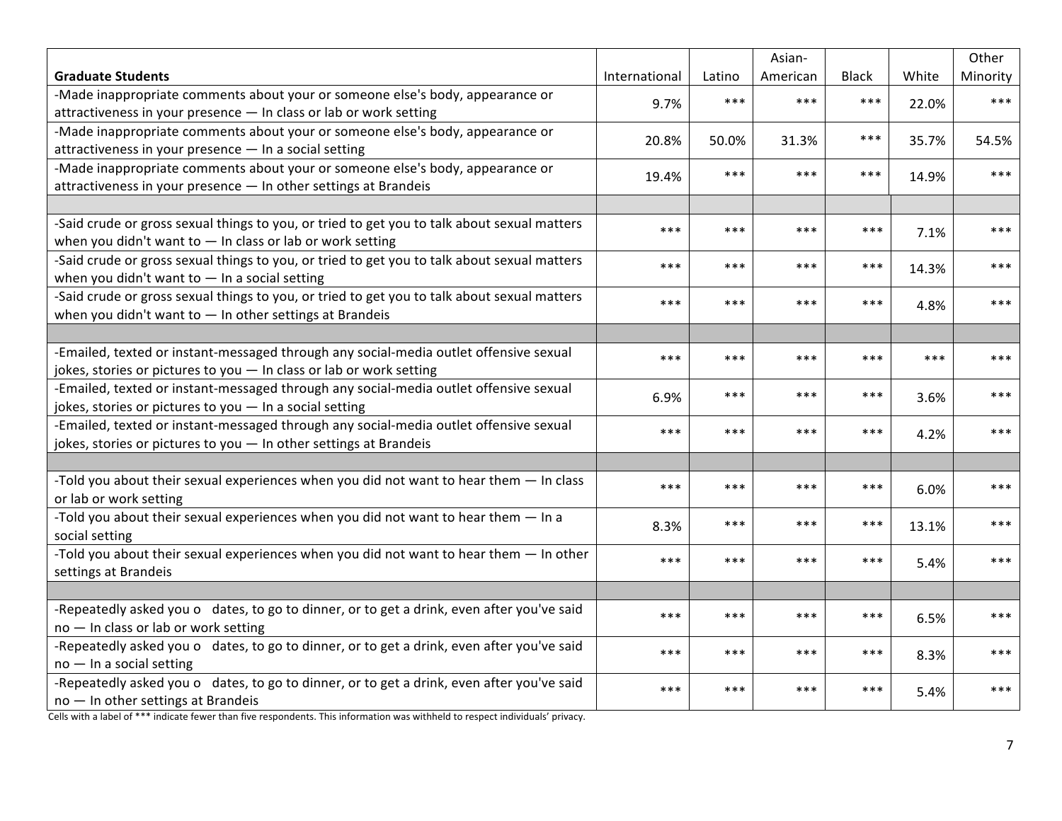| Graduate Students | International | Latino | Asian-American | Black | White | Other Minority |
|---|---|---|---|---|---|---|
| -Made inappropriate comments about your or someone else's body, appearance or attractiveness in your presence — In class or lab or work setting | 9.7% | *** | *** | *** | 22.0% | *** |
| -Made inappropriate comments about your or someone else's body, appearance or attractiveness in your presence — In a social setting | 20.8% | 50.0% | 31.3% | *** | 35.7% | 54.5% |
| -Made inappropriate comments about your or someone else's body, appearance or attractiveness in your presence — In other settings at Brandeis | 19.4% | *** | *** | *** | 14.9% | *** |
| | | | | | | |
| -Said crude or gross sexual things to you, or tried to get you to talk about sexual matters when you didn't want to — In class or lab or work setting | *** | *** | *** | *** | 7.1% | *** |
| -Said crude or gross sexual things to you, or tried to get you to talk about sexual matters when you didn't want to — In a social setting | *** | *** | *** | *** | 14.3% | *** |
| -Said crude or gross sexual things to you, or tried to get you to talk about sexual matters when you didn't want to — In other settings at Brandeis | *** | *** | *** | *** | 4.8% | *** |
| | | | | | | |
| -Emailed, texted or instant-messaged through any social-media outlet offensive sexual jokes, stories or pictures to you — In class or lab or work setting | *** | *** | *** | *** | *** | *** |
| -Emailed, texted or instant-messaged through any social-media outlet offensive sexual jokes, stories or pictures to you — In a social setting | 6.9% | *** | *** | *** | 3.6% | *** |
| -Emailed, texted or instant-messaged through any social-media outlet offensive sexual jokes, stories or pictures to you — In other settings at Brandeis | *** | *** | *** | *** | 4.2% | *** |
| | | | | | | |
| -Told you about their sexual experiences when you did not want to hear them — In class or lab or work setting | *** | *** | *** | *** | 6.0% | *** |
| -Told you about their sexual experiences when you did not want to hear them — In a social setting | 8.3% | *** | *** | *** | 13.1% | *** |
| -Told you about their sexual experiences when you did not want to hear them — In other settings at Brandeis | *** | *** | *** | *** | 5.4% | *** |
| | | | | | | |
| -Repeatedly asked you o dates, to go to dinner, or to get a drink, even after you've said no — In class or lab or work setting | *** | *** | *** | *** | 6.5% | *** |
| -Repeatedly asked you o dates, to go to dinner, or to get a drink, even after you've said no — In a social setting | *** | *** | *** | *** | 8.3% | *** |
| -Repeatedly asked you o dates, to go to dinner, or to get a drink, even after you've said no — In other settings at Brandeis | *** | *** | *** | *** | 5.4% | *** |

Cells with a label of *** indicate fewer than five respondents. This information was withheld to respect individuals' privacy.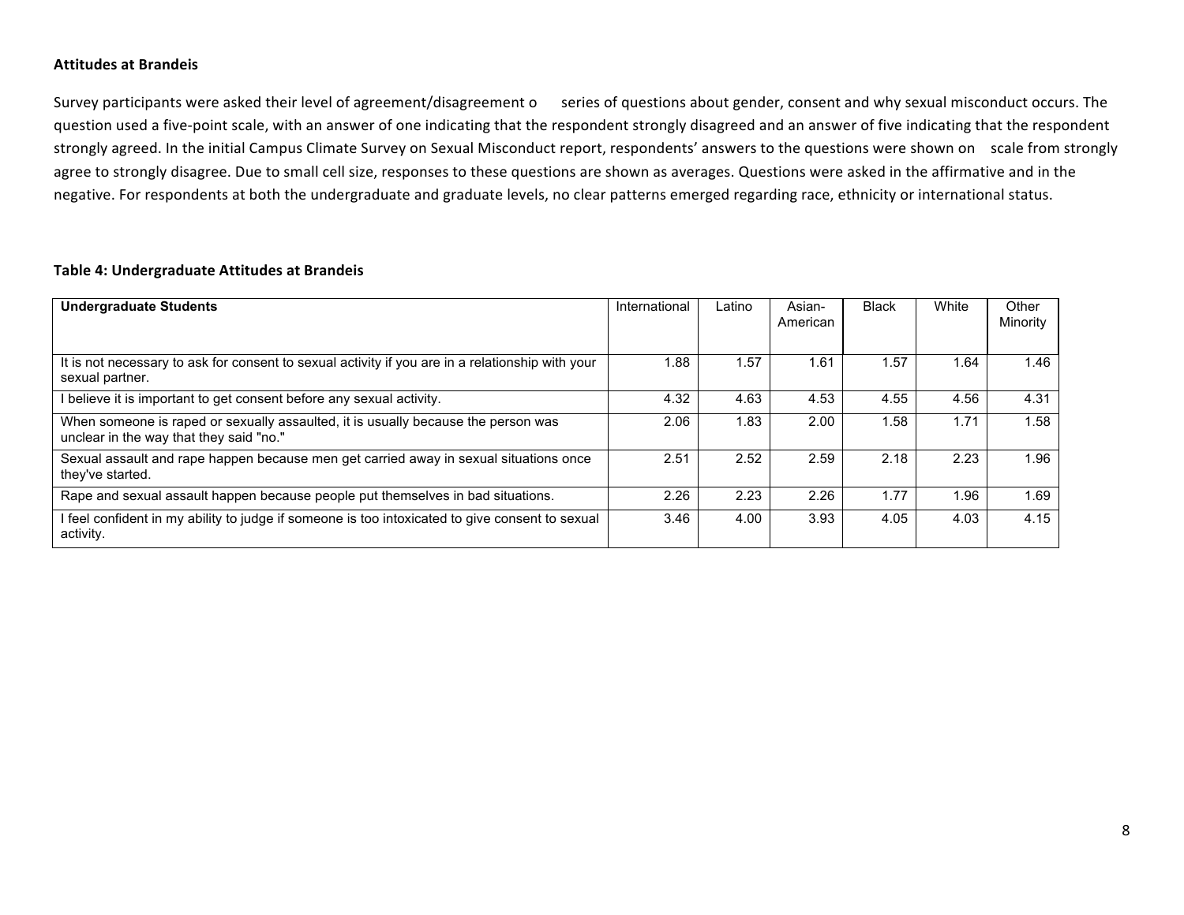**Attitudes at Brandeis**

Survey participants were asked their level of agreement/disagreement o series of questions about gender, consent and why sexual misconduct occurs. The question used a five-point scale, with an answer of one indicating that the respondent strongly disagreed and an answer of five indicating that the respondent strongly agreed. In the initial Campus Climate Survey on Sexual Misconduct report, respondents' answers to the questions were shown on scale from strongly agree to strongly disagree. Due to small cell size, responses to these questions are shown as averages. Questions were asked in the affirmative and in the negative. For respondents at both the undergraduate and graduate levels, no clear patterns emerged regarding race, ethnicity or international status.

**Table 4: Undergraduate Attitudes at Brandeis**

| **Undergraduate Students** | International | Latino | Asian-American | Black | White | Other Minority |
|---|---|---|---|---|---|---|
| It is not necessary to ask for consent to sexual activity if you are in a relationship with your sexual partner. | 1.88 | 1.57 | 1.61 | 1.57 | 1.64 | 1.46 |
| I believe it is important to get consent before any sexual activity. | 4.32 | 4.63 | 4.53 | 4.55 | 4.56 | 4.31 |
| When someone is raped or sexually assaulted, it is usually because the person was unclear in the way that they said "no." | 2.06 | 1.83 | 2.00 | 1.58 | 1.71 | 1.58 |
| Sexual assault and rape happen because men get carried away in sexual situations once they've started. | 2.51 | 2.52 | 2.59 | 2.18 | 2.23 | 1.96 |
| Rape and sexual assault happen because people put themselves in bad situations. | 2.26 | 2.23 | 2.26 | 1.77 | 1.96 | 1.69 |
| I feel confident in my ability to judge if someone is too intoxicated to give consent to sexual activity. | 3.46 | 4.00 | 3.93 | 4.05 | 4.03 | 4.15 |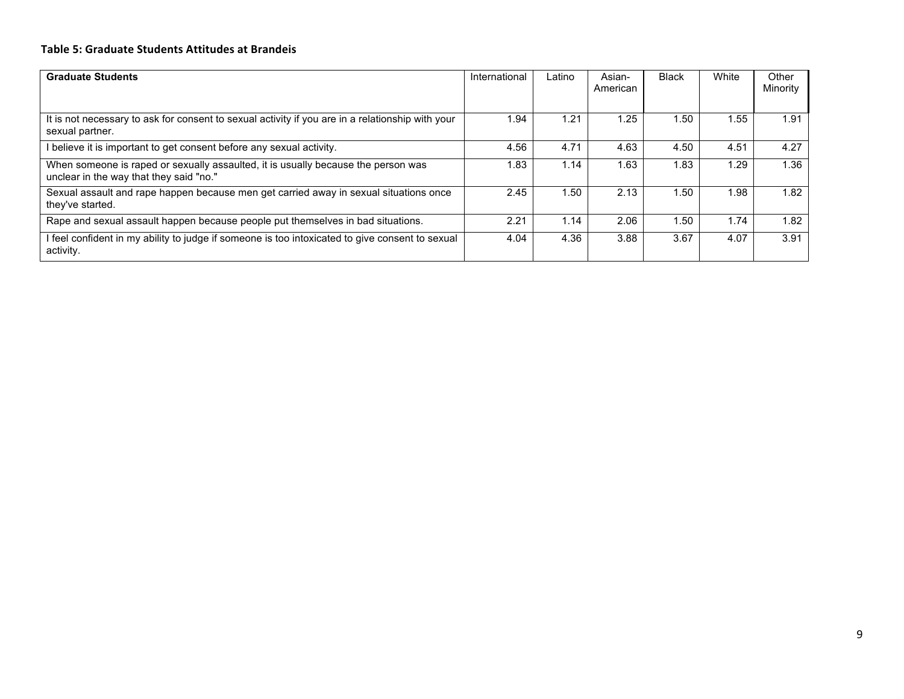**Table 5: Graduate Students Attitudes at Brandeis**

| Graduate Students | International | Latino | Asian-American | Black | White | Other Minority |
|---|---|---|---|---|---|---|
| It is not necessary to ask for consent to sexual activity if you are in a relationship with your sexual partner. | 1.94 | 1.21 | 1.25 | 1.50 | 1.55 | 1.91 |
| I believe it is important to get consent before any sexual activity. | 4.56 | 4.71 | 4.63 | 4.50 | 4.51 | 4.27 |
| When someone is raped or sexually assaulted, it is usually because the person was unclear in the way that they said "no." | 1.83 | 1.14 | 1.63 | 1.83 | 1.29 | 1.36 |
| Sexual assault and rape happen because men get carried away in sexual situations once they've started. | 2.45 | 1.50 | 2.13 | 1.50 | 1.98 | 1.82 |
| Rape and sexual assault happen because people put themselves in bad situations. | 2.21 | 1.14 | 2.06 | 1.50 | 1.74 | 1.82 |
| I feel confident in my ability to judge if someone is too intoxicated to give consent to sexual activity. | 4.04 | 4.36 | 3.88 | 3.67 | 4.07 | 3.91 |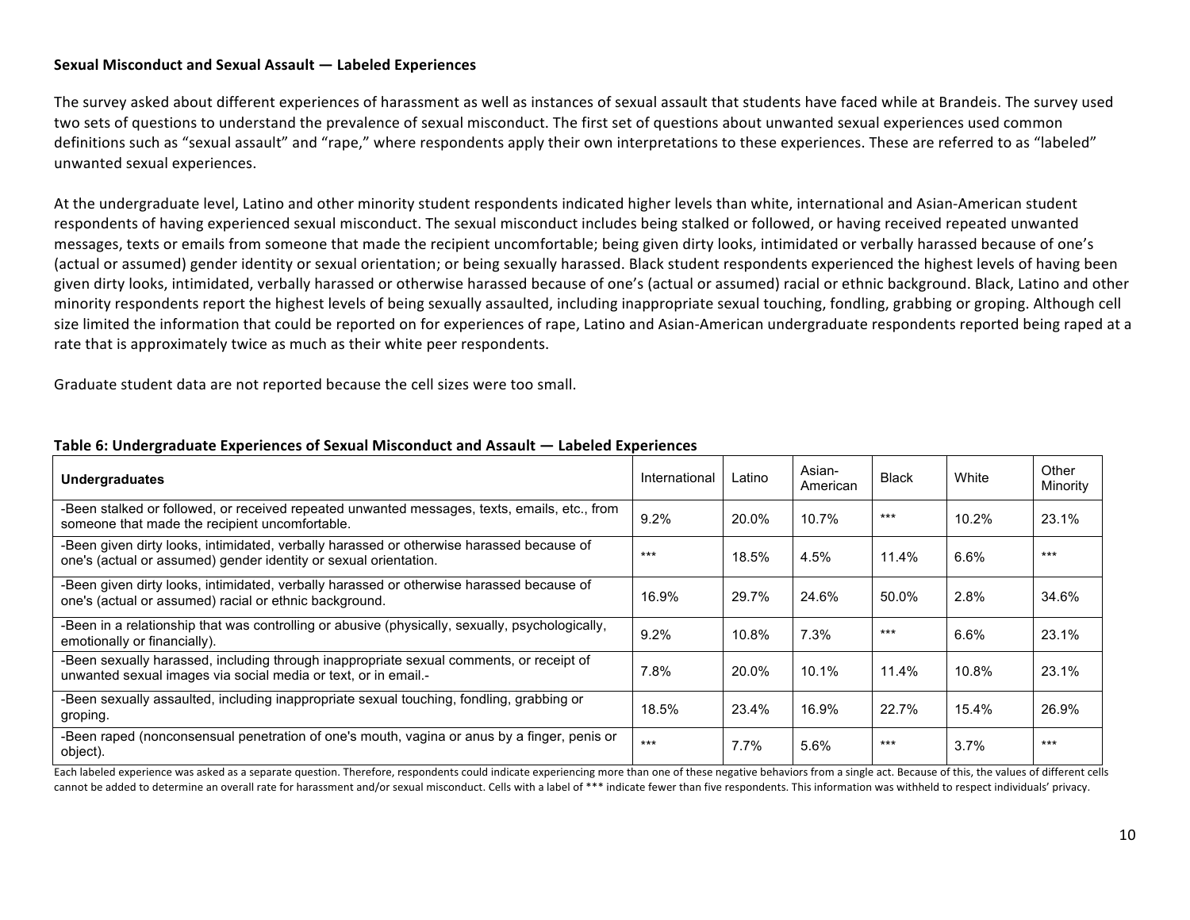**Sexual Misconduct and Sexual Assault — Labeled Experiences**

The survey asked about different experiences of harassment as well as instances of sexual assault that students have faced while at Brandeis. The survey used two sets of questions to understand the prevalence of sexual misconduct. The first set of questions about unwanted sexual experiences used common definitions such as "sexual assault" and "rape," where respondents apply their own interpretations to these experiences. These are referred to as "labeled" unwanted sexual experiences.

At the undergraduate level, Latino and other minority student respondents indicated higher levels than white, international and Asian-American student respondents of having experienced sexual misconduct. The sexual misconduct includes being stalked or followed, or having received repeated unwanted messages, texts or emails from someone that made the recipient uncomfortable; being given dirty looks, intimidated or verbally harassed because of one's (actual or assumed) gender identity or sexual orientation; or being sexually harassed. Black student respondents experienced the highest levels of having been given dirty looks, intimidated, verbally harassed or otherwise harassed because of one's (actual or assumed) racial or ethnic background. Black, Latino and other minority respondents report the highest levels of being sexually assaulted, including inappropriate sexual touching, fondling, grabbing or groping. Although cell size limited the information that could be reported on for experiences of rape, Latino and Asian-American undergraduate respondents reported being raped at a rate that is approximately twice as much as their white peer respondents.

Graduate student data are not reported because the cell sizes were too small.

**Table 6: Undergraduate Experiences of Sexual Misconduct and Assault — Labeled Experiences**

| Undergraduates | International | Latino | Asian-American | Black | White | Other Minority |
|---|---|---|---|---|---|---|
| -Been stalked or followed, or received repeated unwanted messages, texts, emails, etc., from someone that made the recipient uncomfortable. | 9.2% | 20.0% | 10.7% | *** | 10.2% | 23.1% |
| -Been given dirty looks, intimidated, verbally harassed or otherwise harassed because of one's (actual or assumed) gender identity or sexual orientation. | *** | 18.5% | 4.5% | 11.4% | 6.6% | *** |
| -Been given dirty looks, intimidated, verbally harassed or otherwise harassed because of one's (actual or assumed) racial or ethnic background. | 16.9% | 29.7% | 24.6% | 50.0% | 2.8% | 34.6% |
| -Been in a relationship that was controlling or abusive (physically, sexually, psychologically, emotionally or financially). | 9.2% | 10.8% | 7.3% | *** | 6.6% | 23.1% |
| -Been sexually harassed, including through inappropriate sexual comments, or receipt of unwanted sexual images via social media or text, or in email.- | 7.8% | 20.0% | 10.1% | 11.4% | 10.8% | 23.1% |
| -Been sexually assaulted, including inappropriate sexual touching, fondling, grabbing or groping. | 18.5% | 23.4% | 16.9% | 22.7% | 15.4% | 26.9% |
| -Been raped (nonconsensual penetration of one's mouth, vagina or anus by a finger, penis or object). | *** | 7.7% | 5.6% | *** | 3.7% | *** |

Each labeled experience was asked as a separate question. Therefore, respondents could indicate experiencing more than one of these negative behaviors from a single act. Because of this, the values of different cells cannot be added to determine an overall rate for harassment and/or sexual misconduct. Cells with a label of *** indicate fewer than five respondents. This information was withheld to respect individuals' privacy.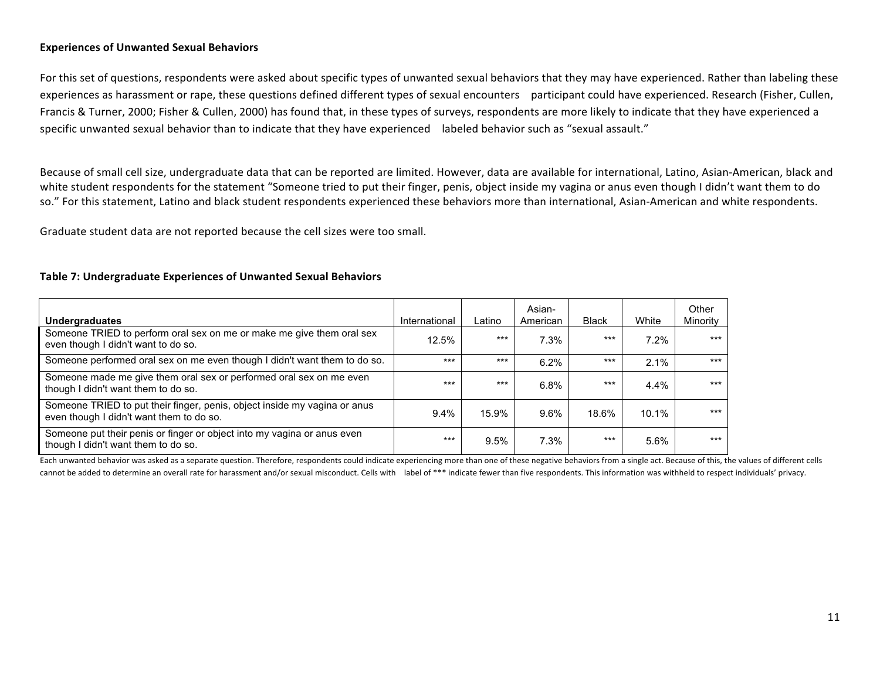**Experiences of Unwanted Sexual Behaviors**

For this set of questions, respondents were asked about specific types of unwanted sexual behaviors that they may have experienced. Rather than labeling these experiences as harassment or rape, these questions defined different types of sexual encounters participant could have experienced. Research (Fisher, Cullen, Francis & Turner, 2000; Fisher & Cullen, 2000) has found that, in these types of surveys, respondents are more likely to indicate that they have experienced a specific unwanted sexual behavior than to indicate that they have experienced labeled behavior such as "sexual assault."

Because of small cell size, undergraduate data that can be reported are limited. However, data are available for international, Latino, Asian-American, black and white student respondents for the statement "Someone tried to put their finger, penis, object inside my vagina or anus even though I didn't want them to do so." For this statement, Latino and black student respondents experienced these behaviors more than international, Asian-American and white respondents.

Graduate student data are not reported because the cell sizes were too small.

**Table 7: Undergraduate Experiences of Unwanted Sexual Behaviors**

| Undergraduates | International | Latino | Asian-American | Black | White | Other Minority |
|---|---|---|---|---|---|---|
| Someone TRIED to perform oral sex on me or make me give them oral sex even though I didn't want to do so. | 12.5% | *** | 7.3% | *** | 7.2% | *** |
| Someone performed oral sex on me even though I didn't want them to do so. | *** | *** | 6.2% | *** | 2.1% | *** |
| Someone made me give them oral sex or performed oral sex on me even though I didn't want them to do so. | *** | *** | 6.8% | *** | 4.4% | *** |
| Someone TRIED to put their finger, penis, object inside my vagina or anus even though I didn't want them to do so. | 9.4% | 15.9% | 9.6% | 18.6% | 10.1% | *** |
| Someone put their penis or finger or object into my vagina or anus even though I didn't want them to do so. | *** | 9.5% | 7.3% | *** | 5.6% | *** |

Each unwanted behavior was asked as a separate question. Therefore, respondents could indicate experiencing more than one of these negative behaviors from a single act. Because of this, the values of different cells cannot be added to determine an overall rate for harassment and/or sexual misconduct. Cells with label of *** indicate fewer than five respondents. This information was withheld to respect individuals' privacy.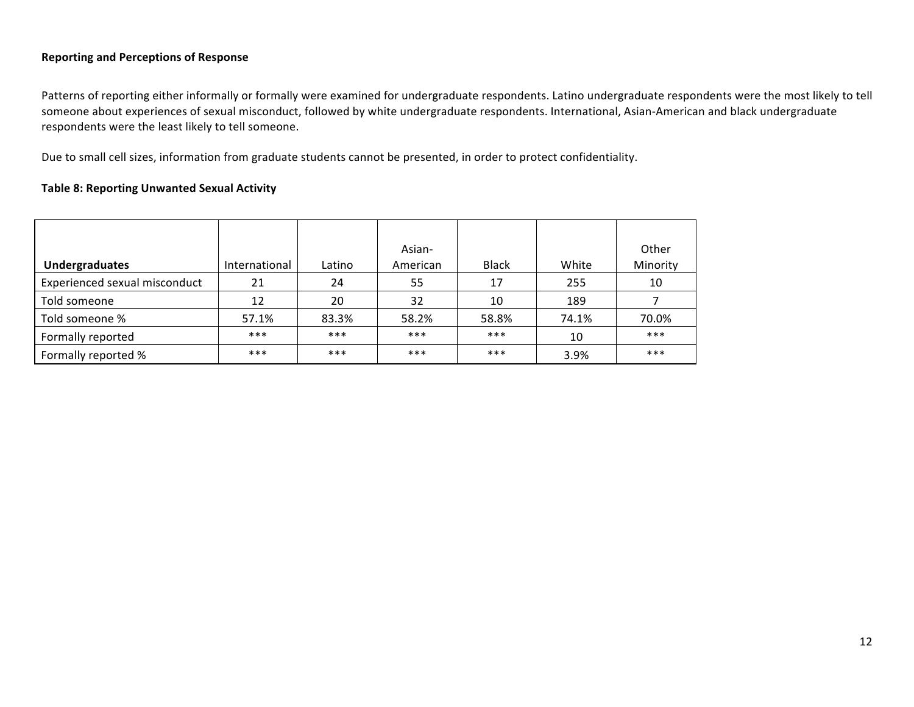**Reporting and Perceptions of Response**

Patterns of reporting either informally or formally were examined for undergraduate respondents. Latino undergraduate respondents were the most likely to tell someone about experiences of sexual misconduct, followed by white undergraduate respondents. International, Asian-American and black undergraduate respondents were the least likely to tell someone.

Due to small cell sizes, information from graduate students cannot be presented, in order to protect confidentiality.

**Table 8: Reporting Unwanted Sexual Activity**

| **Undergraduates** | International | Latino | Asian-American | Black | White | Other Minority |
|---|---|---|---|---|---|---|
| Experienced sexual misconduct | 21 | 24 | 55 | 17 | 255 | 10 |
| Told someone | 12 | 20 | 32 | 10 | 189 | 7 |
| Told someone % | 57.1% | 83.3% | 58.2% | 58.8% | 74.1% | 70.0% |
| Formally reported | *** | *** | *** | *** | 10 | *** |
| Formally reported % | *** | *** | *** | *** | 3.9% | *** |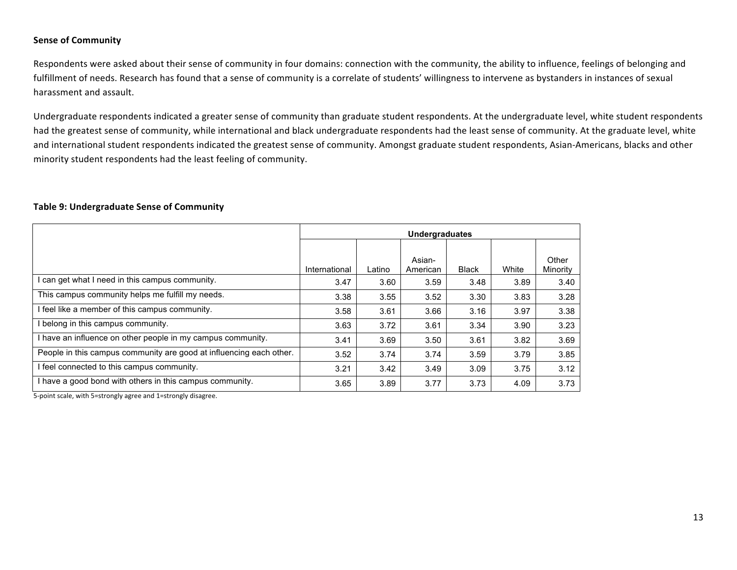**Sense of Community**

Respondents were asked about their sense of community in four domains: connection with the community, the ability to influence, feelings of belonging and fulfillment of needs. Research has found that a sense of community is a correlate of students' willingness to intervene as bystanders in instances of sexual harassment and assault.

Undergraduate respondents indicated a greater sense of community than graduate student respondents. At the undergraduate level, white student respondents had the greatest sense of community, while international and black undergraduate respondents had the least sense of community. At the graduate level, white and international student respondents indicated the greatest sense of community. Amongst graduate student respondents, Asian-Americans, blacks and other minority student respondents had the least feeling of community.

**Table 9: Undergraduate Sense of Community**

| | Undergraduates | | | | | |
|---|---|---|---|---|---|---|
| | International | Latino | Asian-American | Black | White | Other Minority |
| I can get what I need in this campus community. | 3.47 | 3.60 | 3.59 | 3.48 | 3.89 | 3.40 |
| This campus community helps me fulfill my needs. | 3.38 | 3.55 | 3.52 | 3.30 | 3.83 | 3.28 |
| I feel like a member of this campus community. | 3.58 | 3.61 | 3.66 | 3.16 | 3.97 | 3.38 |
| I belong in this campus community. | 3.63 | 3.72 | 3.61 | 3.34 | 3.90 | 3.23 |
| I have an influence on other people in my campus community. | 3.41 | 3.69 | 3.50 | 3.61 | 3.82 | 3.69 |
| People in this campus community are good at influencing each other. | 3.52 | 3.74 | 3.74 | 3.59 | 3.79 | 3.85 |
| I feel connected to this campus community. | 3.21 | 3.42 | 3.49 | 3.09 | 3.75 | 3.12 |
| I have a good bond with others in this campus community. | 3.65 | 3.89 | 3.77 | 3.73 | 4.09 | 3.73 |

5-point scale, with 5=strongly agree and 1=strongly disagree.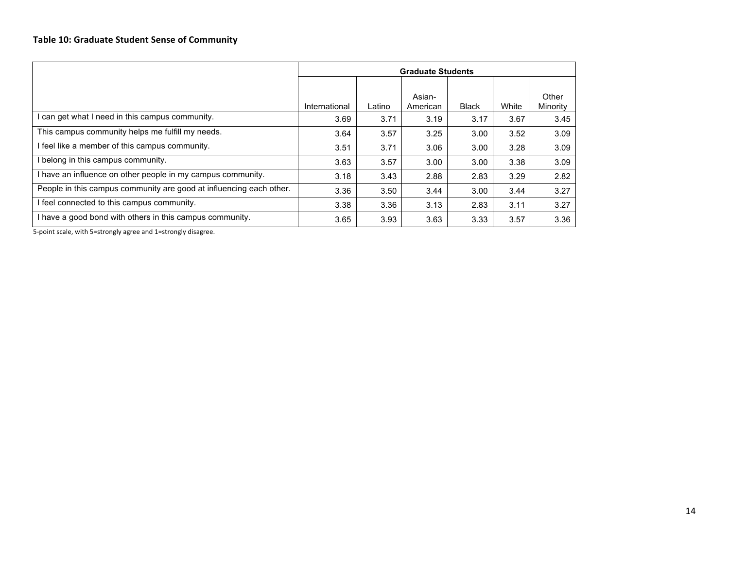**Table 10: Graduate Student Sense of Community**

| | Graduate Students | | | | | |
|---|---|---|---|---|---|---|
| | International | Latino | Asian-American | Black | White | Other Minority |
| I can get what I need in this campus community. | 3.69 | 3.71 | 3.19 | 3.17 | 3.67 | 3.45 |
| This campus community helps me fulfill my needs. | 3.64 | 3.57 | 3.25 | 3.00 | 3.52 | 3.09 |
| I feel like a member of this campus community. | 3.51 | 3.71 | 3.06 | 3.00 | 3.28 | 3.09 |
| I belong in this campus community. | 3.63 | 3.57 | 3.00 | 3.00 | 3.38 | 3.09 |
| I have an influence on other people in my campus community. | 3.18 | 3.43 | 2.88 | 2.83 | 3.29 | 2.82 |
| People in this campus community are good at influencing each other. | 3.36 | 3.50 | 3.44 | 3.00 | 3.44 | 3.27 |
| I feel connected to this campus community. | 3.38 | 3.36 | 3.13 | 2.83 | 3.11 | 3.27 |
| I have a good bond with others in this campus community. | 3.65 | 3.93 | 3.63 | 3.33 | 3.57 | 3.36 |

5-point scale, with 5=strongly agree and 1=strongly disagree.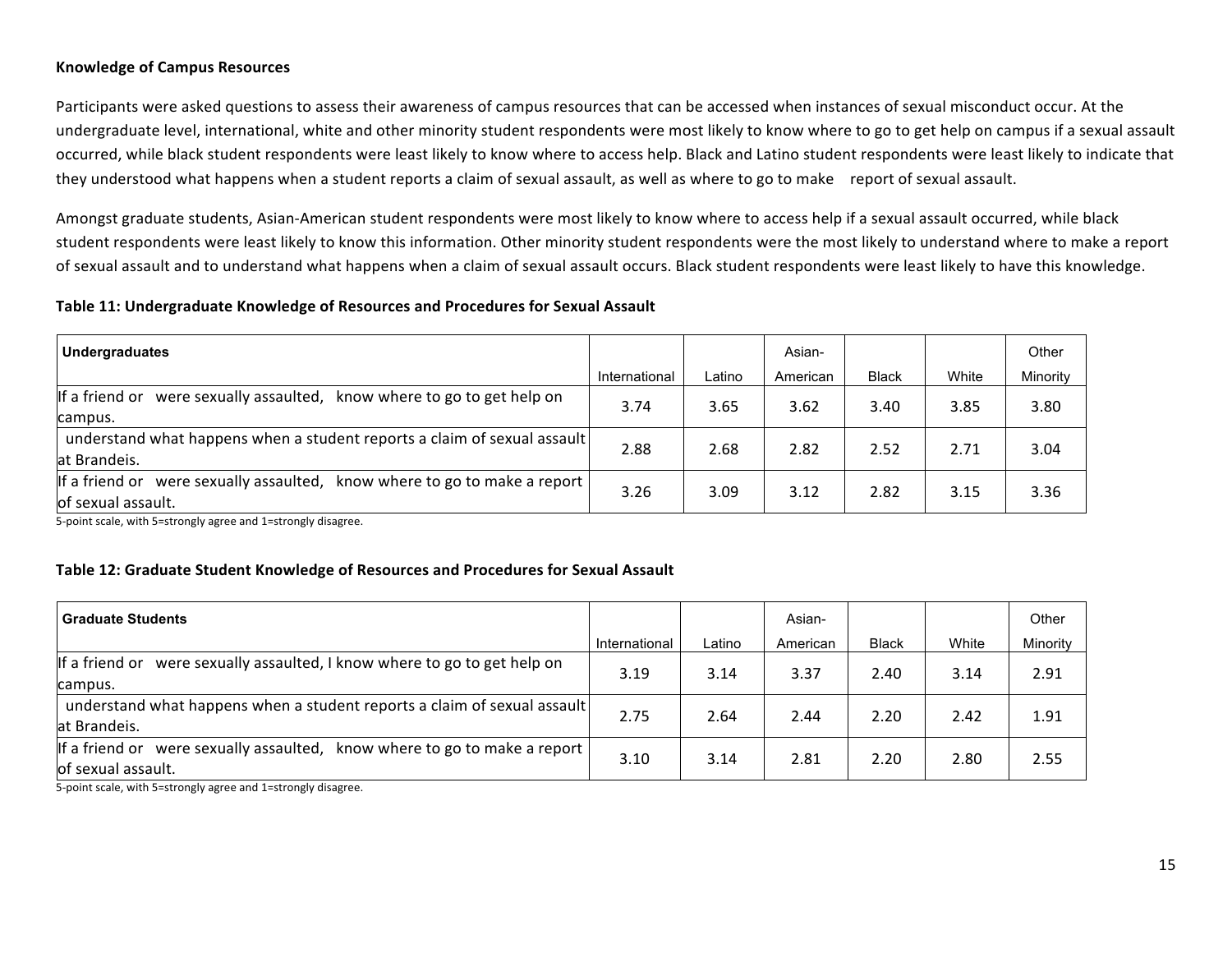**Knowledge of Campus Resources**

Participants were asked questions to assess their awareness of campus resources that can be accessed when instances of sexual misconduct occur. At the undergraduate level, international, white and other minority student respondents were most likely to know where to go to get help on campus if a sexual assault occurred, while black student respondents were least likely to know where to access help. Black and Latino student respondents were least likely to indicate that they understood what happens when a student reports a claim of sexual assault, as well as where to go to make report of sexual assault.

Amongst graduate students, Asian-American student respondents were most likely to know where to access help if a sexual assault occurred, while black student respondents were least likely to know this information. Other minority student respondents were the most likely to understand where to make a report of sexual assault and to understand what happens when a claim of sexual assault occurs. Black student respondents were least likely to have this knowledge.

**Table 11: Undergraduate Knowledge of Resources and Procedures for Sexual Assault**

| Undergraduates | International | Latino | Asian-American | Black | White | Other Minority |
|---|---|---|---|---|---|---|
| If a friend or were sexually assaulted, know where to go to get help on campus. | 3.74 | 3.65 | 3.62 | 3.40 | 3.85 | 3.80 |
| understand what happens when a student reports a claim of sexual assault at Brandeis. | 2.88 | 2.68 | 2.82 | 2.52 | 2.71 | 3.04 |
| If a friend or were sexually assaulted, know where to go to make a report of sexual assault. | 3.26 | 3.09 | 3.12 | 2.82 | 3.15 | 3.36 |

5-point scale, with 5=strongly agree and 1=strongly disagree.

**Table 12: Graduate Student Knowledge of Resources and Procedures for Sexual Assault**

| Graduate Students | International | Latino | Asian-American | Black | White | Other Minority |
|---|---|---|---|---|---|---|
| If a friend or were sexually assaulted, I know where to go to get help on campus. | 3.19 | 3.14 | 3.37 | 2.40 | 3.14 | 2.91 |
| understand what happens when a student reports a claim of sexual assault at Brandeis. | 2.75 | 2.64 | 2.44 | 2.20 | 2.42 | 1.91 |
| If a friend or were sexually assaulted, know where to go to make a report of sexual assault. | 3.10 | 3.14 | 2.81 | 2.20 | 2.80 | 2.55 |

5-point scale, with 5=strongly agree and 1=strongly disagree.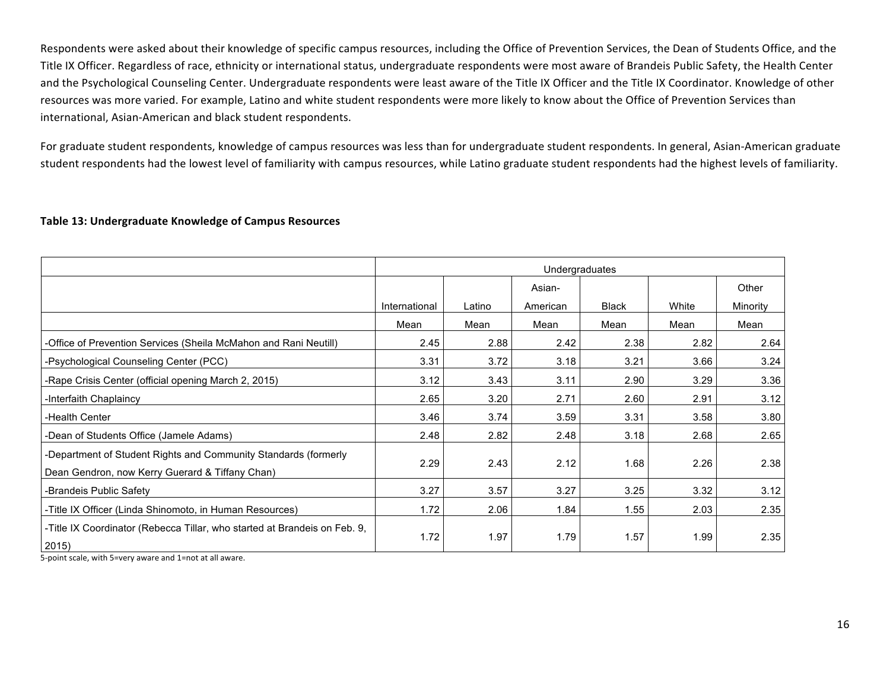Respondents were asked about their knowledge of specific campus resources, including the Office of Prevention Services, the Dean of Students Office, and the Title IX Officer. Regardless of race, ethnicity or international status, undergraduate respondents were most aware of Brandeis Public Safety, the Health Center and the Psychological Counseling Center. Undergraduate respondents were least aware of the Title IX Officer and the Title IX Coordinator. Knowledge of other resources was more varied. For example, Latino and white student respondents were more likely to know about the Office of Prevention Services than international, Asian-American and black student respondents.

For graduate student respondents, knowledge of campus resources was less than for undergraduate student respondents. In general, Asian-American graduate student respondents had the lowest level of familiarity with campus resources, while Latino graduate student respondents had the highest levels of familiarity.

**Table 13: Undergraduate Knowledge of Campus Resources**

| | Undergraduates | | | | | |
|---|---|---|---|---|---|---|
| | International | Latino | Asian-American | Black | White | Other Minority |
| | Mean | Mean | Mean | Mean | Mean | Mean |
| -Office of Prevention Services (Sheila McMahon and Rani Neutill) | 2.45 | 2.88 | 2.42 | 2.38 | 2.82 | 2.64 |
| -Psychological Counseling Center (PCC) | 3.31 | 3.72 | 3.18 | 3.21 | 3.66 | 3.24 |
| -Rape Crisis Center (official opening March 2, 2015) | 3.12 | 3.43 | 3.11 | 2.90 | 3.29 | 3.36 |
| -Interfaith Chaplaincy | 2.65 | 3.20 | 2.71 | 2.60 | 2.91 | 3.12 |
| -Health Center | 3.46 | 3.74 | 3.59 | 3.31 | 3.58 | 3.80 |
| -Dean of Students Office (Jamele Adams) | 2.48 | 2.82 | 2.48 | 3.18 | 2.68 | 2.65 |
| -Department of Student Rights and Community Standards (formerly Dean Gendron, now Kerry Guerard & Tiffany Chan) | 2.29 | 2.43 | 2.12 | 1.68 | 2.26 | 2.38 |
| -Brandeis Public Safety | 3.27 | 3.57 | 3.27 | 3.25 | 3.32 | 3.12 |
| -Title IX Officer (Linda Shinomoto, in Human Resources) | 1.72 | 2.06 | 1.84 | 1.55 | 2.03 | 2.35 |
| -Title IX Coordinator (Rebecca Tillar, who started at Brandeis on Feb. 9, 2015) | 1.72 | 1.97 | 1.79 | 1.57 | 1.99 | 2.35 |

5-point scale, with 5=very aware and 1=not at all aware.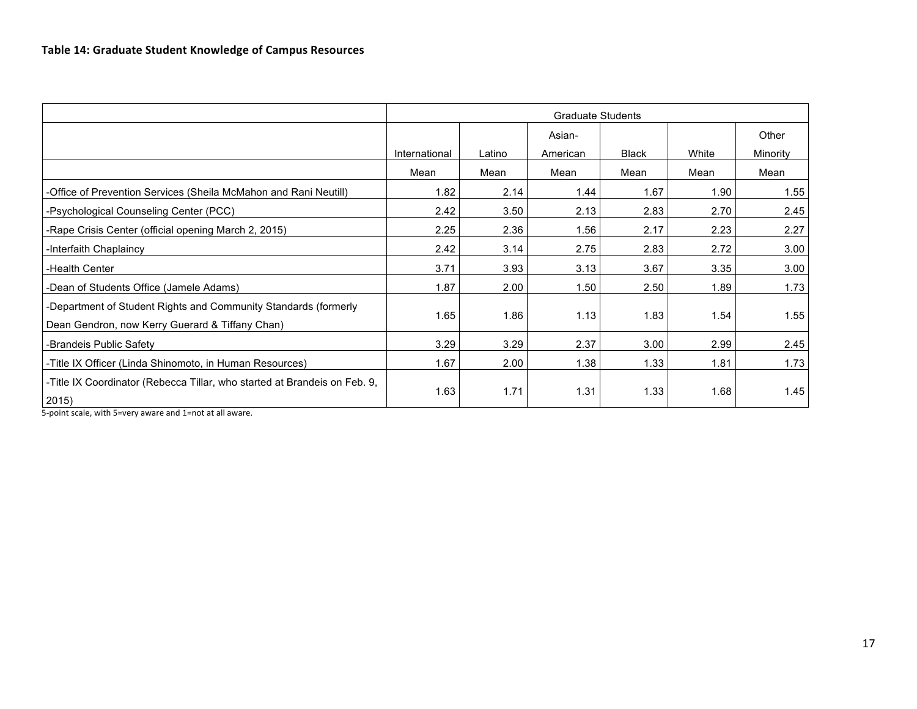**Table 14: Graduate Student Knowledge of Campus Resources**

| | Graduate Students | | | | | |
|---|---|---|---|---|---|---|
| | International | Latino | Asian-American | Black | White | Other Minority |
| | Mean | Mean | Mean | Mean | Mean | Mean |
| -Office of Prevention Services (Sheila McMahon and Rani Neutill) | 1.82 | 2.14 | 1.44 | 1.67 | 1.90 | 1.55 |
| -Psychological Counseling Center (PCC) | 2.42 | 3.50 | 2.13 | 2.83 | 2.70 | 2.45 |
| -Rape Crisis Center (official opening March 2, 2015) | 2.25 | 2.36 | 1.56 | 2.17 | 2.23 | 2.27 |
| -Interfaith Chaplaincy | 2.42 | 3.14 | 2.75 | 2.83 | 2.72 | 3.00 |
| -Health Center | 3.71 | 3.93 | 3.13 | 3.67 | 3.35 | 3.00 |
| -Dean of Students Office (Jamele Adams) | 1.87 | 2.00 | 1.50 | 2.50 | 1.89 | 1.73 |
| -Department of Student Rights and Community Standards (formerly Dean Gendron, now Kerry Guerard & Tiffany Chan) | 1.65 | 1.86 | 1.13 | 1.83 | 1.54 | 1.55 |
| -Brandeis Public Safety | 3.29 | 3.29 | 2.37 | 3.00 | 2.99 | 2.45 |
| -Title IX Officer (Linda Shinomoto, in Human Resources) | 1.67 | 2.00 | 1.38 | 1.33 | 1.81 | 1.73 |
| -Title IX Coordinator (Rebecca Tillar, who started at Brandeis on Feb. 9, 2015) | 1.63 | 1.71 | 1.31 | 1.33 | 1.68 | 1.45 |

5-point scale, with 5=very aware and 1=not at all aware.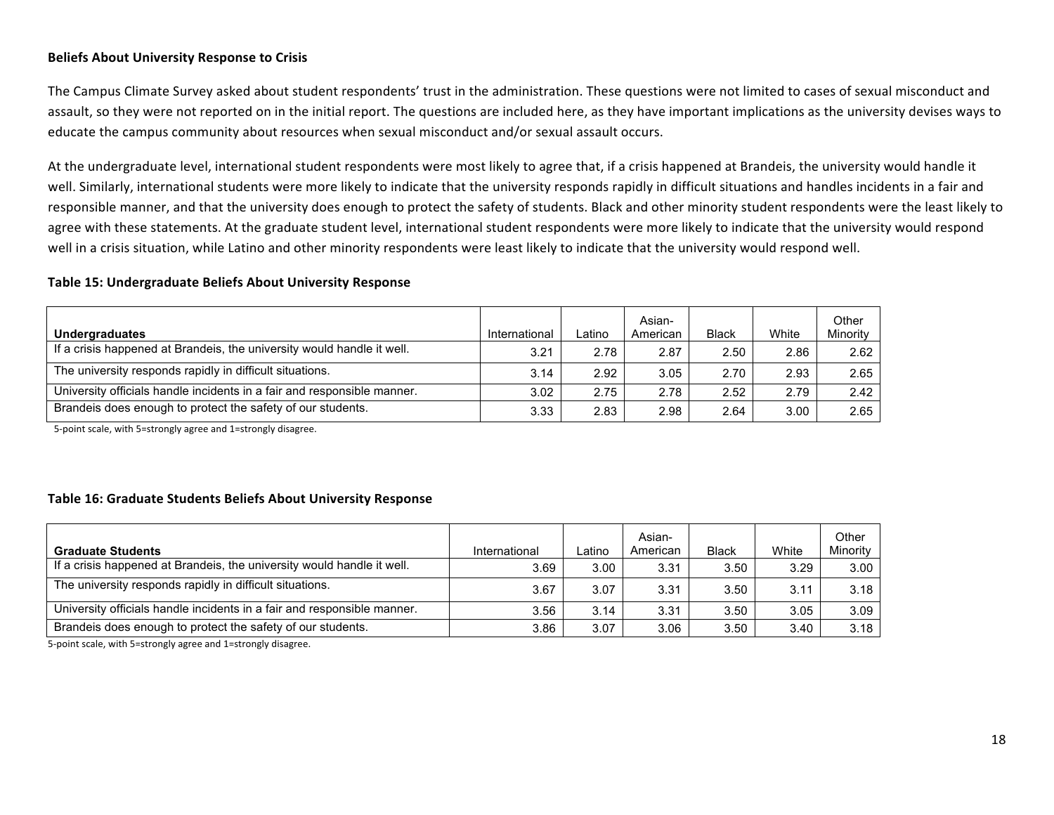**Beliefs About University Response to Crisis**

The Campus Climate Survey asked about student respondents' trust in the administration. These questions were not limited to cases of sexual misconduct and assault, so they were not reported on in the initial report. The questions are included here, as they have important implications as the university devises ways to educate the campus community about resources when sexual misconduct and/or sexual assault occurs.

At the undergraduate level, international student respondents were most likely to agree that, if a crisis happened at Brandeis, the university would handle it well. Similarly, international students were more likely to indicate that the university responds rapidly in difficult situations and handles incidents in a fair and responsible manner, and that the university does enough to protect the safety of students. Black and other minority student respondents were the least likely to agree with these statements. At the graduate student level, international student respondents were more likely to indicate that the university would respond well in a crisis situation, while Latino and other minority respondents were least likely to indicate that the university would respond well.

**Table 15: Undergraduate Beliefs About University Response**

| **Undergraduates** | International | Latino | Asian-American | Black | White | Other Minority |
|---|---|---|---|---|---|---|
| If a crisis happened at Brandeis, the university would handle it well. | 3.21 | 2.78 | 2.87 | 2.50 | 2.86 | 2.62 |
| The university responds rapidly in difficult situations. | 3.14 | 2.92 | 3.05 | 2.70 | 2.93 | 2.65 |
| University officials handle incidents in a fair and responsible manner. | 3.02 | 2.75 | 2.78 | 2.52 | 2.79 | 2.42 |
| Brandeis does enough to protect the safety of our students. | 3.33 | 2.83 | 2.98 | 2.64 | 3.00 | 2.65 |

5-point scale, with 5=strongly agree and 1=strongly disagree.

**Table 16: Graduate Students Beliefs About University Response**

| **Graduate Students** | International | Latino | Asian-American | Black | White | Other Minority |
|---|---|---|---|---|---|---|
| If a crisis happened at Brandeis, the university would handle it well. | 3.69 | 3.00 | 3.31 | 3.50 | 3.29 | 3.00 |
| The university responds rapidly in difficult situations. | 3.67 | 3.07 | 3.31 | 3.50 | 3.11 | 3.18 |
| University officials handle incidents in a fair and responsible manner. | 3.56 | 3.14 | 3.31 | 3.50 | 3.05 | 3.09 |
| Brandeis does enough to protect the safety of our students. | 3.86 | 3.07 | 3.06 | 3.50 | 3.40 | 3.18 |

5-point scale, with 5=strongly agree and 1=strongly disagree.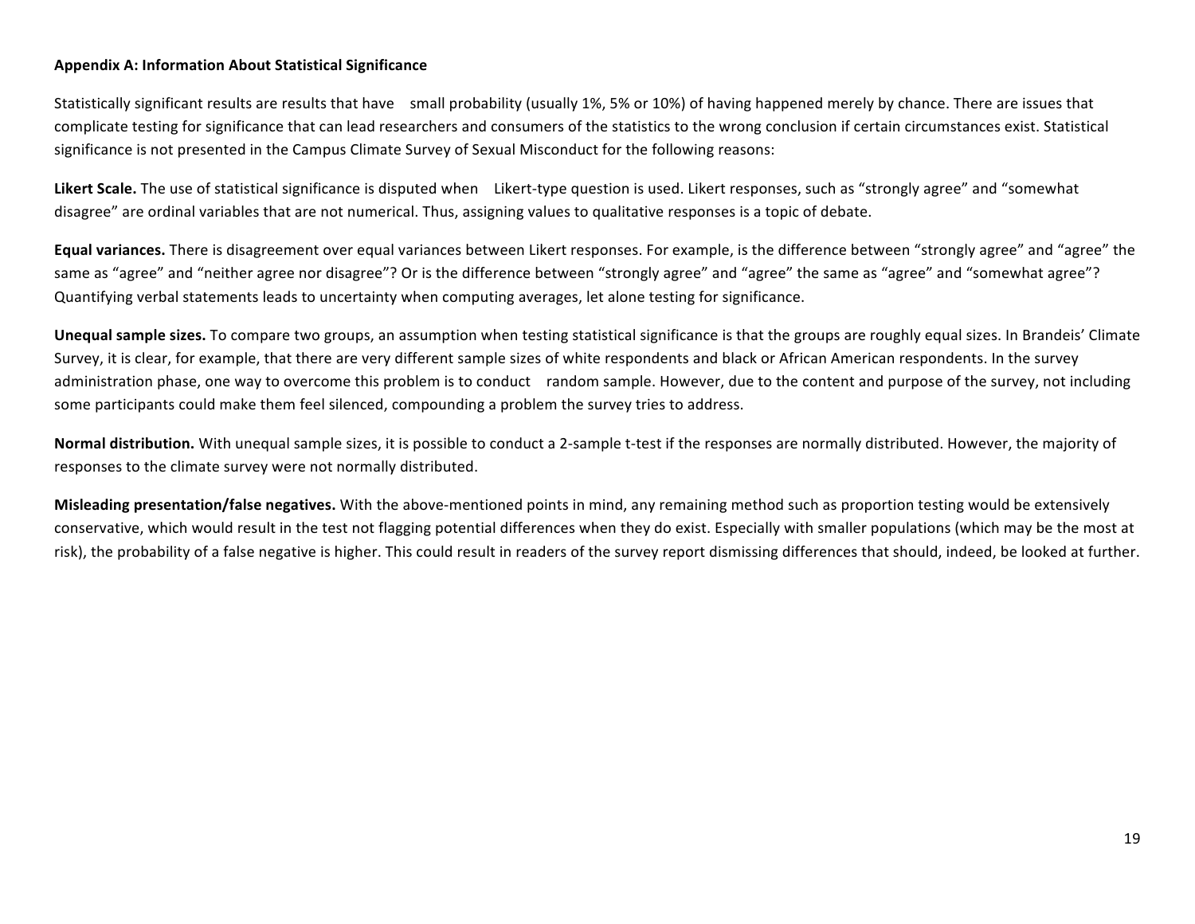**Appendix A: Information About Statistical Significance**

Statistically significant results are results that have  small probability (usually 1%, 5% or 10%) of having happened merely by chance. There are issues that complicate testing for significance that can lead researchers and consumers of the statistics to the wrong conclusion if certain circumstances exist. Statistical significance is not presented in the Campus Climate Survey of Sexual Misconduct for the following reasons:

**Likert Scale.** The use of statistical significance is disputed when  Likert-type question is used. Likert responses, such as "strongly agree" and "somewhat disagree" are ordinal variables that are not numerical. Thus, assigning values to qualitative responses is a topic of debate.

**Equal variances.** There is disagreement over equal variances between Likert responses. For example, is the difference between "strongly agree" and "agree" the same as "agree" and "neither agree nor disagree"? Or is the difference between "strongly agree" and "agree" the same as "agree" and "somewhat agree"? Quantifying verbal statements leads to uncertainty when computing averages, let alone testing for significance.

**Unequal sample sizes.** To compare two groups, an assumption when testing statistical significance is that the groups are roughly equal sizes. In Brandeis' Climate Survey, it is clear, for example, that there are very different sample sizes of white respondents and black or African American respondents. In the survey administration phase, one way to overcome this problem is to conduct  random sample. However, due to the content and purpose of the survey, not including some participants could make them feel silenced, compounding a problem the survey tries to address.

**Normal distribution.** With unequal sample sizes, it is possible to conduct a 2-sample t-test if the responses are normally distributed. However, the majority of responses to the climate survey were not normally distributed.

**Misleading presentation/false negatives.** With the above-mentioned points in mind, any remaining method such as proportion testing would be extensively conservative, which would result in the test not flagging potential differences when they do exist. Especially with smaller populations (which may be the most at risk), the probability of a false negative is higher. This could result in readers of the survey report dismissing differences that should, indeed, be looked at further.